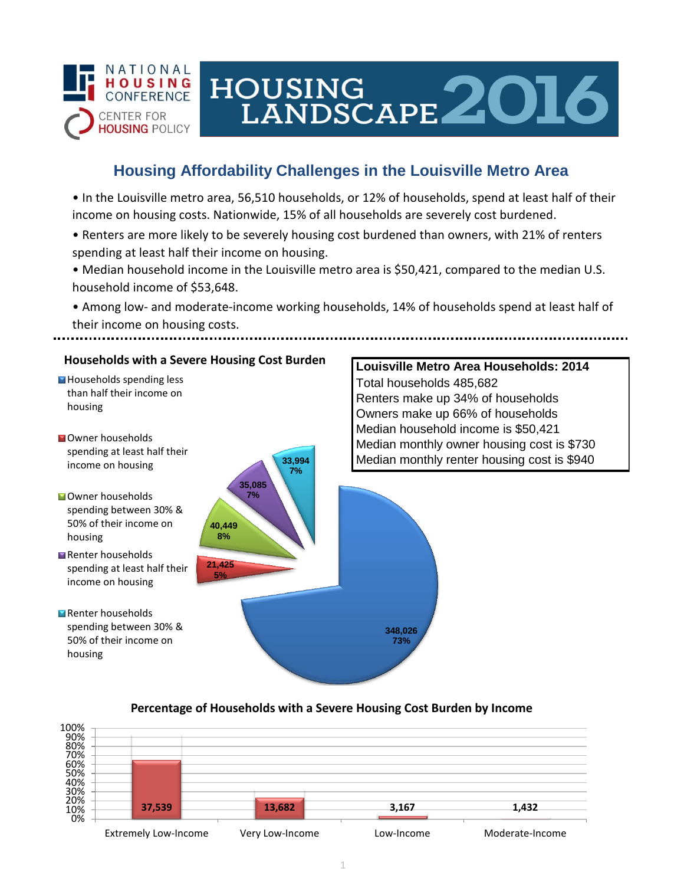NATIONAL HOUSING CONFERENCE

CENTER FOR HOUSING POLICY

# HOUSING LANDSCAPE 2016

## Housing Affordability Challenges in the Louisville Metro Area

- In the Louisville metro area, 56,510 households, or 12% of households, spend at least half of their income on housing costs. Nationwide, 15% of all households are severely cost burdened.
- Renters are more likely to be severely housing cost burdened than owners, with 21% of renters spending at least half their income on housing.
- Median household income in the Louisville metro area is $50,421, compared to the median U.S. household income of $53,648.
- Among low- and moderate-income working households, 14% of households spend at least half of their income on housing costs.

### Households with a Severe Housing Cost Burden

| Category | Households | Percent |
|---|---|---|
| Households spending less than half their income on housing | 348,026 | 73% |
| Owner households spending at least half their income on housing | 21,425 | 5% |
| Owner households spending between 30% & 50% of their income on housing | 40,449 | 8% |
| Renter households spending at least half their income on housing | 35,085 | 7% |
| Renter households spending between 30% & 50% of their income on housing | 33,994 | 7% |

### Louisville Metro Area Households: 2014

Total households 485,682

Renters make up 34% of households

Owners make up 66% of households

Median household income is $50,421

Median monthly owner housing cost is $730

Median monthly renter housing cost is $940

### Percentage of Households with a Severe Housing Cost Burden by Income

| Income Category | Households |
|---|---|
| Extremely Low-Income | 37,539 |
| Very Low-Income | 13,682 |
| Low-Income | 3,167 |
| Moderate-Income | 1,432 |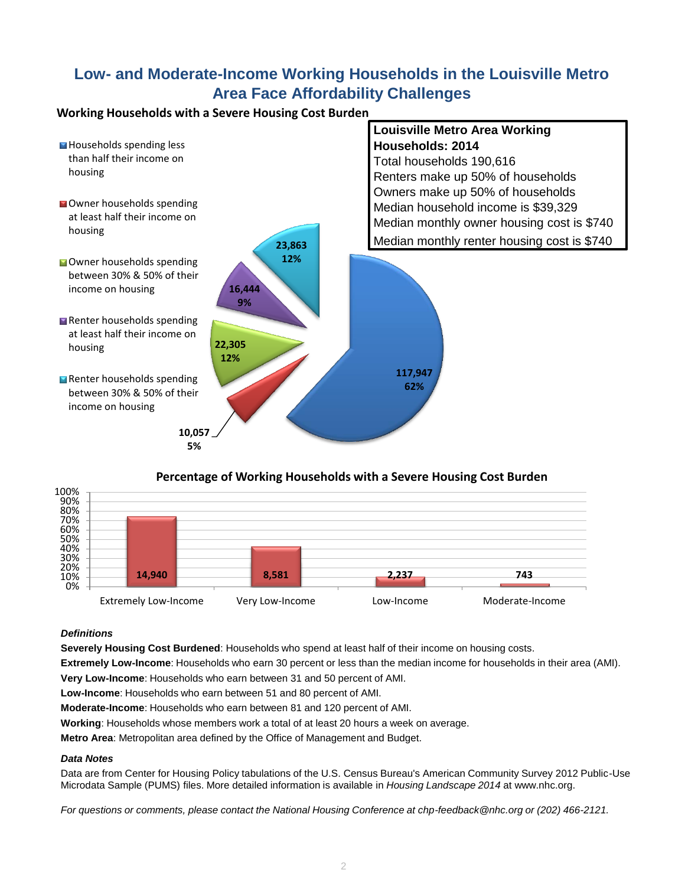# Low- and Moderate-Income Working Households in the Louisville Metro Area Face Affordability Challenges

## Working Households with a Severe Housing Cost Burden

Households spending less than half their income on housing

Owner households spending at least half their income on housing

Owner households spending between 30% & 50% of their income on housing

Renter households spending at least half their income on housing

Renter households spending between 30% & 50% of their income on housing

23,863
12%

16,444
9%

22,305
12%

117,947
62%

10,057
5%

**Louisville Metro Area Working Households: 2014**
Total households 190,616
Renters make up 50% of households
Owners make up 50% of households
Median household income is $39,329
Median monthly owner housing cost is $740
Median monthly renter housing cost is $740

## Percentage of Working Households with a Severe Housing Cost Burden

100%
90%
80%
70%
60%
50%
40%
30%
20%
10%
0%

14,940
8,581
2,237
743

Extremely Low-Income
Very Low-Income
Low-Income
Moderate-Income

### *Definitions*

**Severely Housing Cost Burdened**: Households who spend at least half of their income on housing costs.

**Extremely Low-Income**: Households who earn 30 percent or less than the median income for households in their area (AMI).

**Very Low-Income**: Households who earn between 31 and 50 percent of AMI.

**Low-Income**: Households who earn between 51 and 80 percent of AMI.

**Moderate-Income**: Households who earn between 81 and 120 percent of AMI.

**Working**: Households whose members work a total of at least 20 hours a week on average.

**Metro Area**: Metropolitan area defined by the Office of Management and Budget.

### *Data Notes*

Data are from Center for Housing Policy tabulations of the U.S. Census Bureau's American Community Survey 2012 Public-Use Microdata Sample (PUMS) files. More detailed information is available in *Housing Landscape 2014* at www.nhc.org.

*For questions or comments, please contact the National Housing Conference at chp-feedback@nhc.org or (202) 466-2121.*